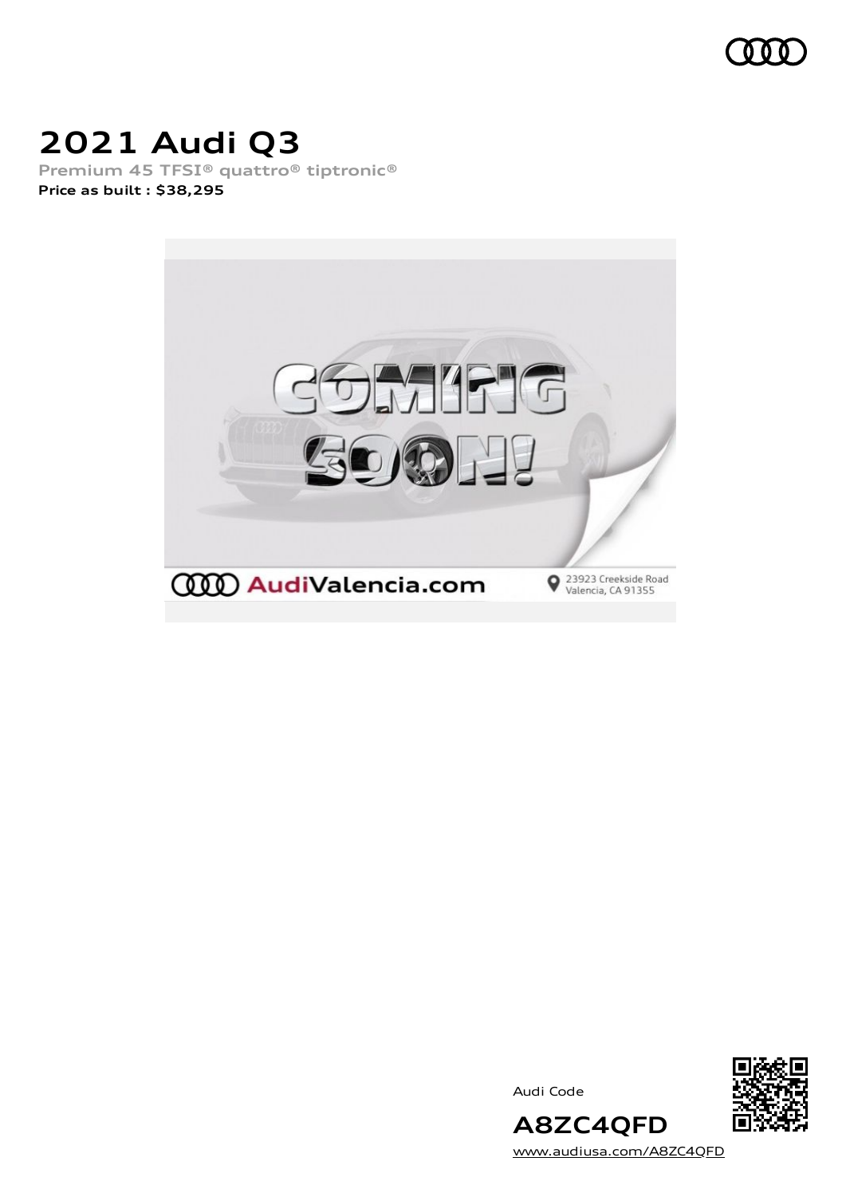# 2021 Audi Q3

Premium 45 TFSI® quattro® tiptronic®

**Price as built : $38,295**

Audi Code

## A8ZC4QFD

www.audiusa.com/A8ZC4QFD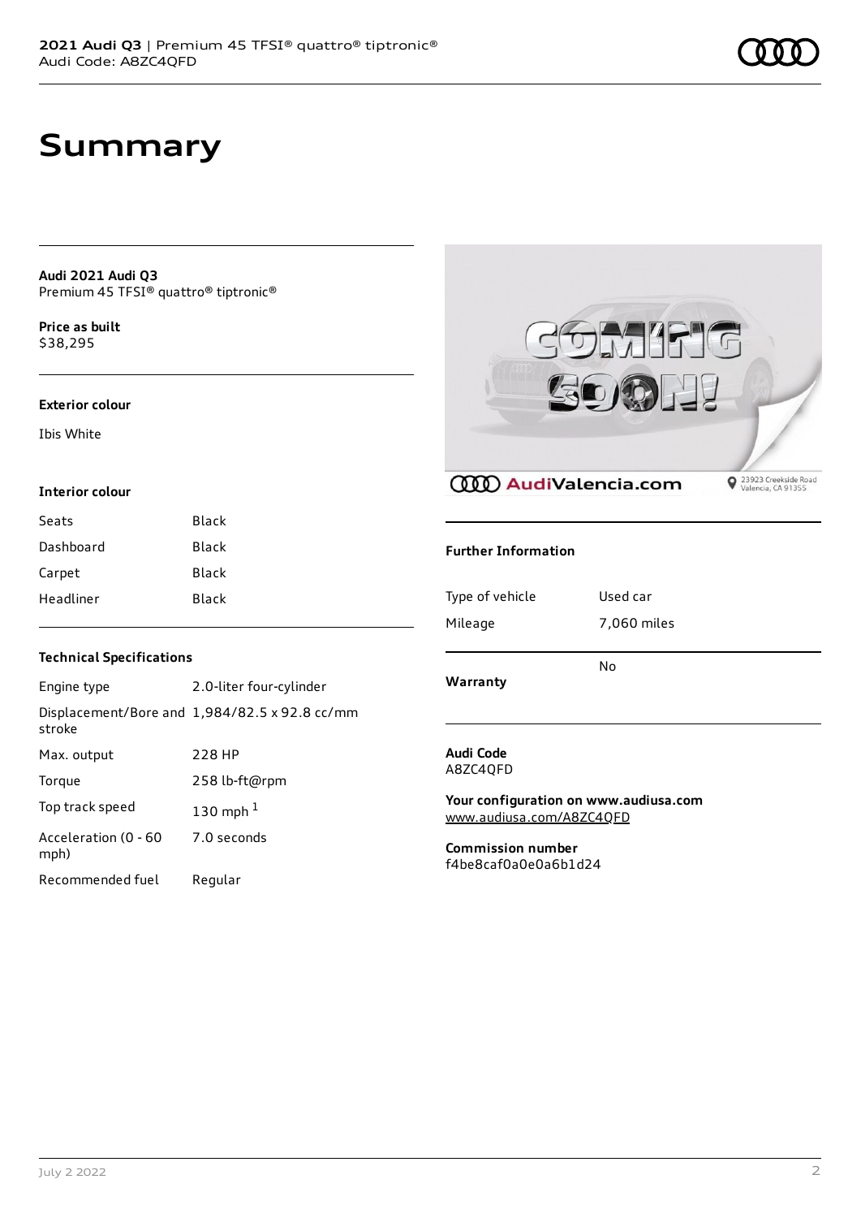# Summary

**Audi 2021 Audi Q3**
Premium 45 TFSI® quattro® tiptronic®

**Price as built**
$38,295

### Exterior colour

Ibis White

### Interior colour

| | |
|---|---|
| Seats | Black |
| Dashboard | Black |
| Carpet | Black |
| Headliner | Black |

### Technical Specifications

| | |
|---|---|
| Engine type | 2.0-liter four-cylinder |
| Displacement/Bore and stroke | 1,984/82.5 x 92.8 cc/mm |
| Max. output | 228 HP |
| Torque | 258 lb-ft@rpm |
| Top track speed | 130 mph [1] |
| Acceleration (0 - 60 mph) | 7.0 seconds |
| Recommended fuel | Regular |

### Further Information

| | |
|---|---|
| Type of vehicle | Used car |
| Mileage | 7,060 miles |
| Warranty | No |

**Audi Code**
A8ZC4QFD

**Your configuration on www.audiusa.com**
www.audiusa.com/A8ZC4QFD

**Commission number**
f4be8caf0a0e0a6b1d24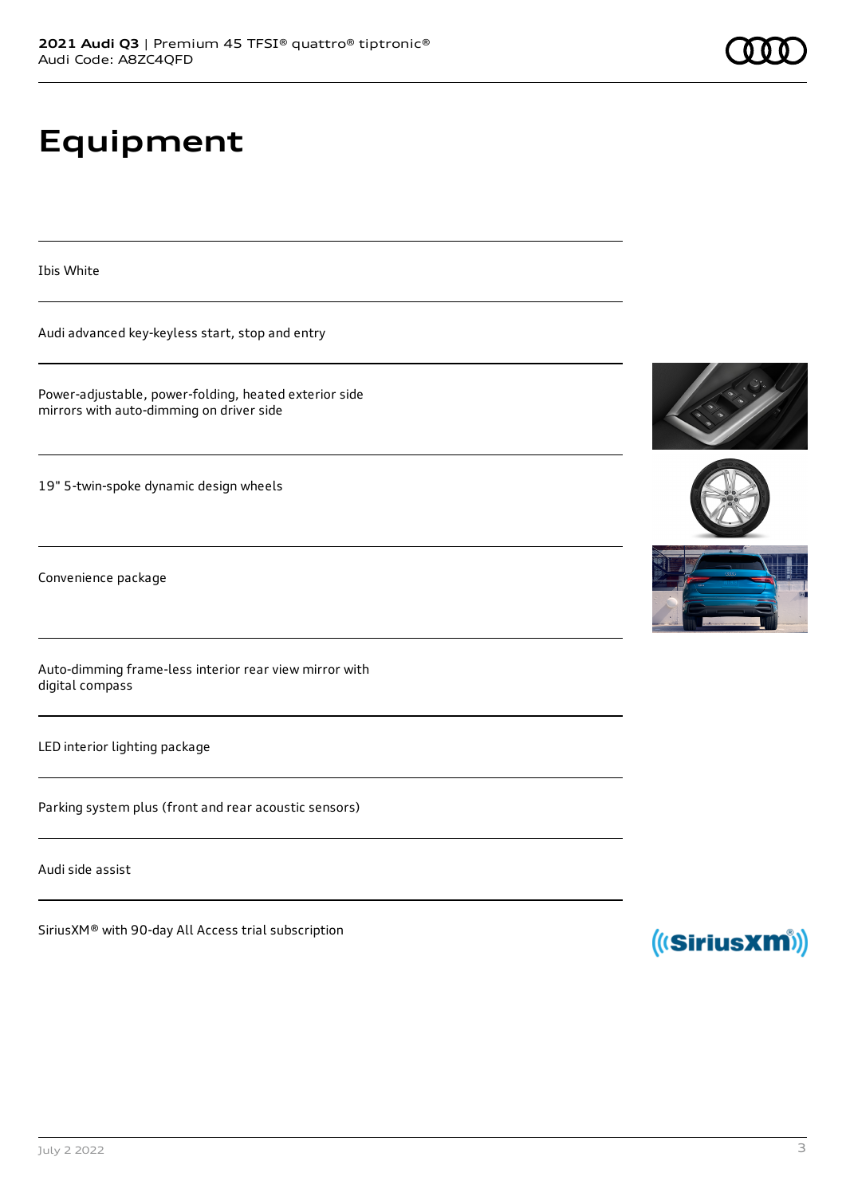# Equipment

Ibis White

Audi advanced key-keyless start, stop and entry

Power-adjustable, power-folding, heated exterior side mirrors with auto-dimming on driver side

19" 5-twin-spoke dynamic design wheels

Convenience package

Auto-dimming frame-less interior rear view mirror with digital compass

LED interior lighting package

Parking system plus (front and rear acoustic sensors)

Audi side assist

SiriusXM® with 90-day All Access trial subscription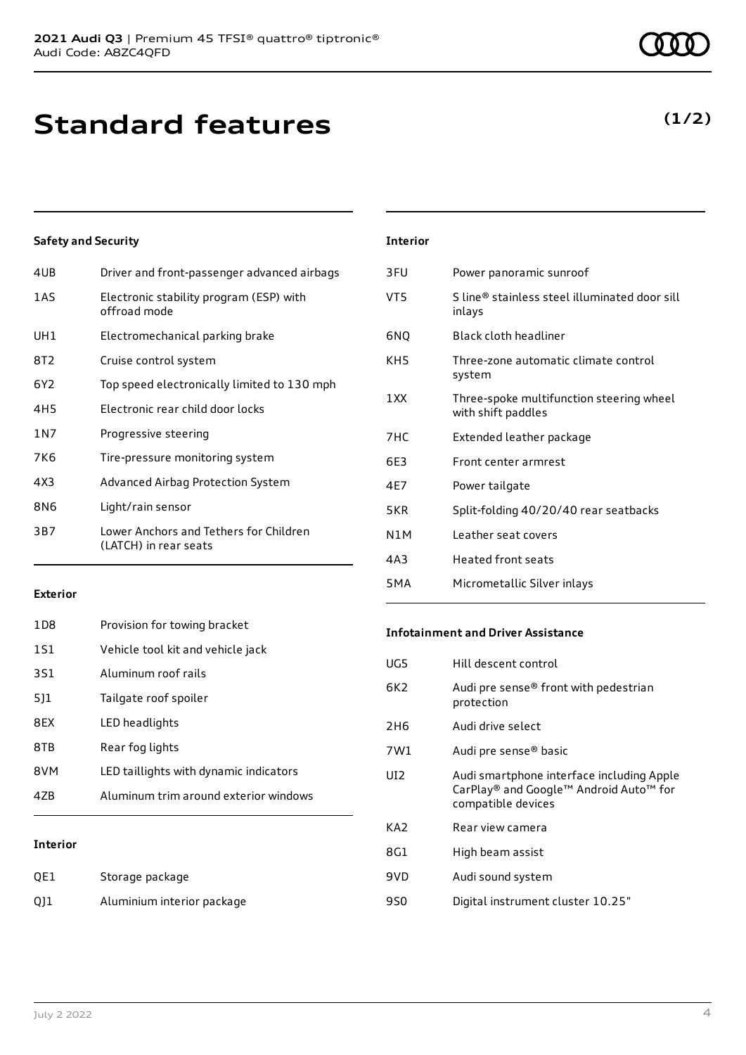# Standard features

**(1/2)**

### Safety and Security

| | |
|---|---|
| 4UB | Driver and front-passenger advanced airbags |
| 1AS | Electronic stability program (ESP) with offroad mode |
| UH1 | Electromechanical parking brake |
| 8T2 | Cruise control system |
| 6Y2 | Top speed electronically limited to 130 mph |
| 4H5 | Electronic rear child door locks |
| 1N7 | Progressive steering |
| 7K6 | Tire-pressure monitoring system |
| 4X3 | Advanced Airbag Protection System |
| 8N6 | Light/rain sensor |
| 3B7 | Lower Anchors and Tethers for Children (LATCH) in rear seats |

### Exterior

| | |
|---|---|
| 1D8 | Provision for towing bracket |
| 1S1 | Vehicle tool kit and vehicle jack |
| 3S1 | Aluminum roof rails |
| 5J1 | Tailgate roof spoiler |
| 8EX | LED headlights |
| 8TB | Rear fog lights |
| 8VM | LED taillights with dynamic indicators |
| 4ZB | Aluminum trim around exterior windows |

### Interior

| | |
|---|---|
| QE1 | Storage package |
| QJ1 | Aluminium interior package |
| 3FU | Power panoramic sunroof |
| VT5 | S line® stainless steel illuminated door sill inlays |
| 6NQ | Black cloth headliner |
| KH5 | Three-zone automatic climate control system |
| 1XX | Three-spoke multifunction steering wheel with shift paddles |
| 7HC | Extended leather package |
| 6E3 | Front center armrest |
| 4E7 | Power tailgate |
| 5KR | Split-folding 40/20/40 rear seatbacks |
| N1M | Leather seat covers |
| 4A3 | Heated front seats |
| 5MA | Micrometallic Silver inlays |

### Infotainment and Driver Assistance

| | |
|---|---|
| UG5 | Hill descent control |
| 6K2 | Audi pre sense® front with pedestrian protection |
| 2H6 | Audi drive select |
| 7W1 | Audi pre sense® basic |
| UI2 | Audi smartphone interface including Apple CarPlay® and Google™ Android Auto™ for compatible devices |
| KA2 | Rear view camera |
| 8G1 | High beam assist |
| 9VD | Audi sound system |
| 9S0 | Digital instrument cluster 10.25" |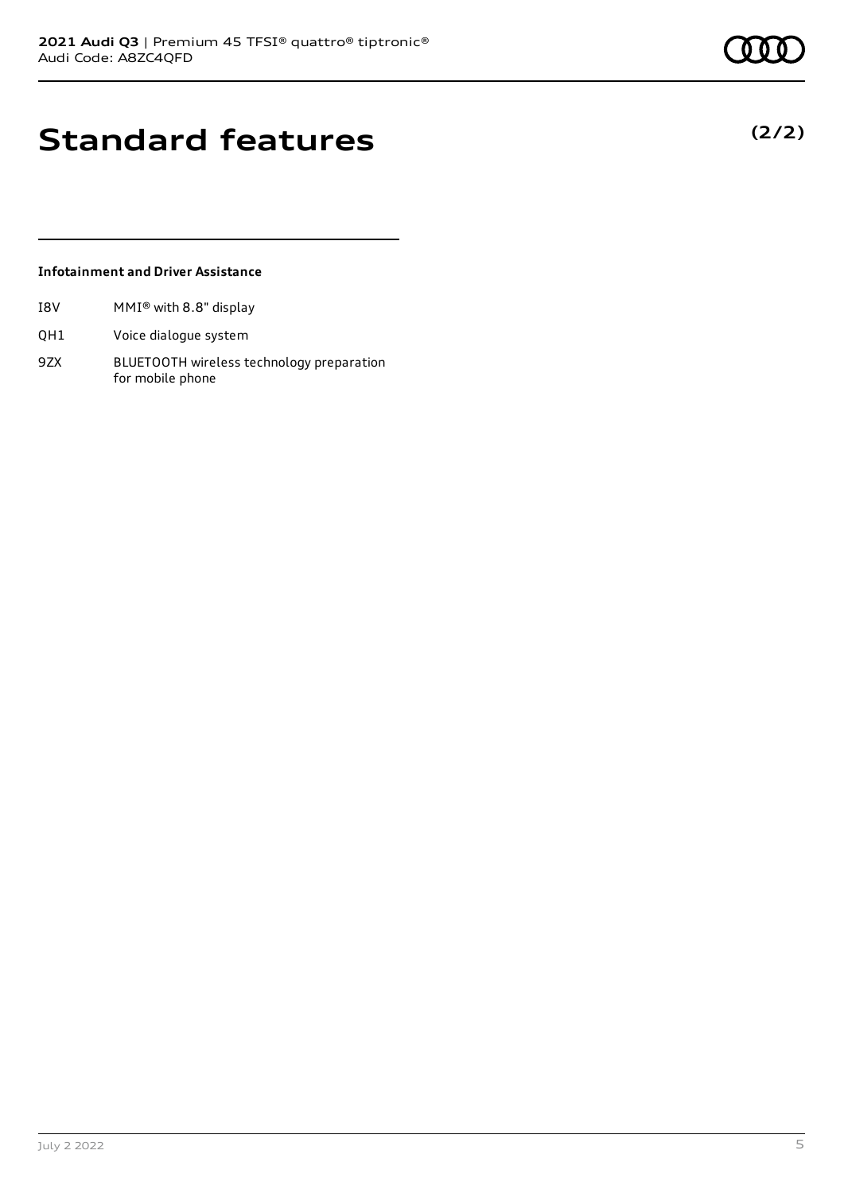# Standard features

**(2/2)**

**Infotainment and Driver Assistance**

| | |
|---|---|
| I8V | MMI® with 8.8" display |
| QH1 | Voice dialogue system |
| 9ZX | BLUETOOTH wireless technology preparation for mobile phone |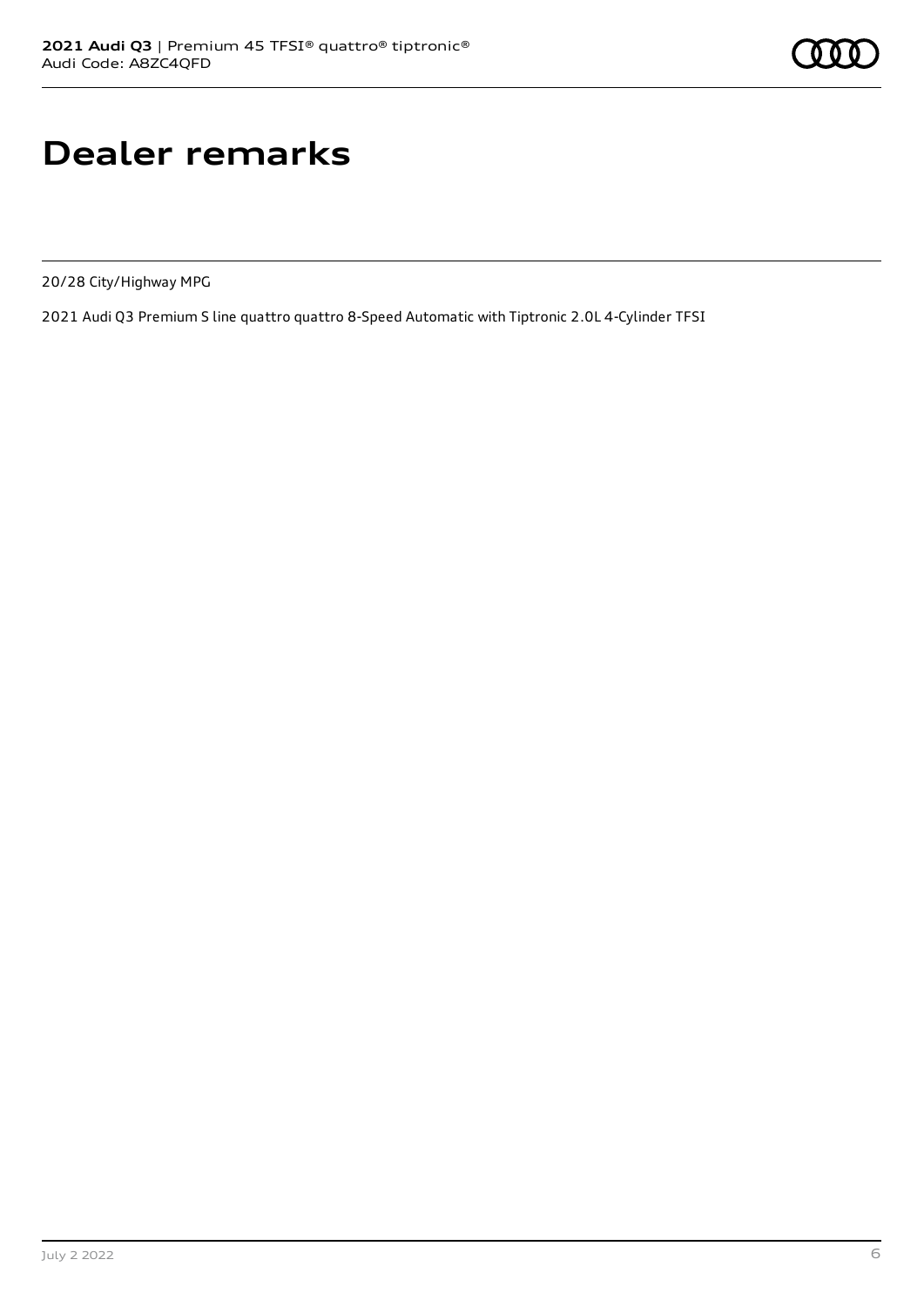# Dealer remarks

20/28 City/Highway MPG

2021 Audi Q3 Premium S line quattro quattro 8-Speed Automatic with Tiptronic 2.0L 4-Cylinder TFSI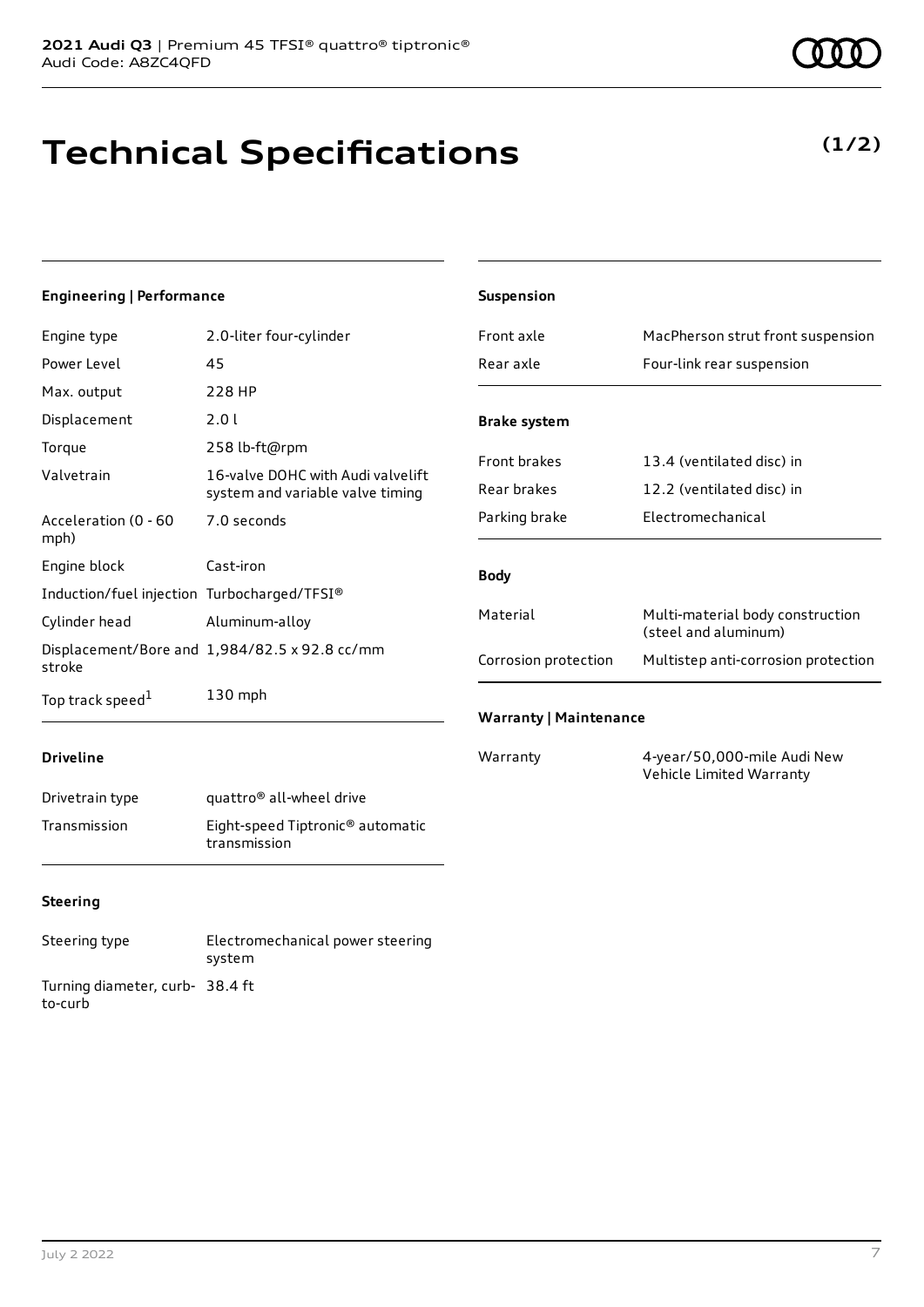# Technical Specifications

**(1/2)**

## Engineering | Performance

| | |
|---|---|
| Engine type | 2.0-liter four-cylinder |
| Power Level | 45 |
| Max. output | 228 HP |
| Displacement | 2.0 l |
| Torque | 258 lb-ft@rpm |
| Valvetrain | 16-valve DOHC with Audi valvelift system and variable valve timing |
| Acceleration (0 - 60 mph) | 7.0 seconds |
| Engine block | Cast-iron |
| Induction/fuel injection | Turbocharged/TFSI® |
| Cylinder head | Aluminum-alloy |
| Displacement/Bore and stroke | 1,984/82.5 x 92.8 cc/mm |
| Top track speed[1] | 130 mph |

## Driveline

| | |
|---|---|
| Drivetrain type | quattro® all-wheel drive |
| Transmission | Eight-speed Tiptronic® automatic transmission |

## Steering

| | |
|---|---|
| Steering type | Electromechanical power steering system |
| Turning diameter, curb-to-curb | 38.4 ft |

## Suspension

| | |
|---|---|
| Front axle | MacPherson strut front suspension |
| Rear axle | Four-link rear suspension |

## Brake system

| | |
|---|---|
| Front brakes | 13.4 (ventilated disc) in |
| Rear brakes | 12.2 (ventilated disc) in |
| Parking brake | Electromechanical |

## Body

| | |
|---|---|
| Material | Multi-material body construction (steel and aluminum) |
| Corrosion protection | Multistep anti-corrosion protection |

## Warranty | Maintenance

| | |
|---|---|
| Warranty | 4-year/50,000-mile Audi New Vehicle Limited Warranty |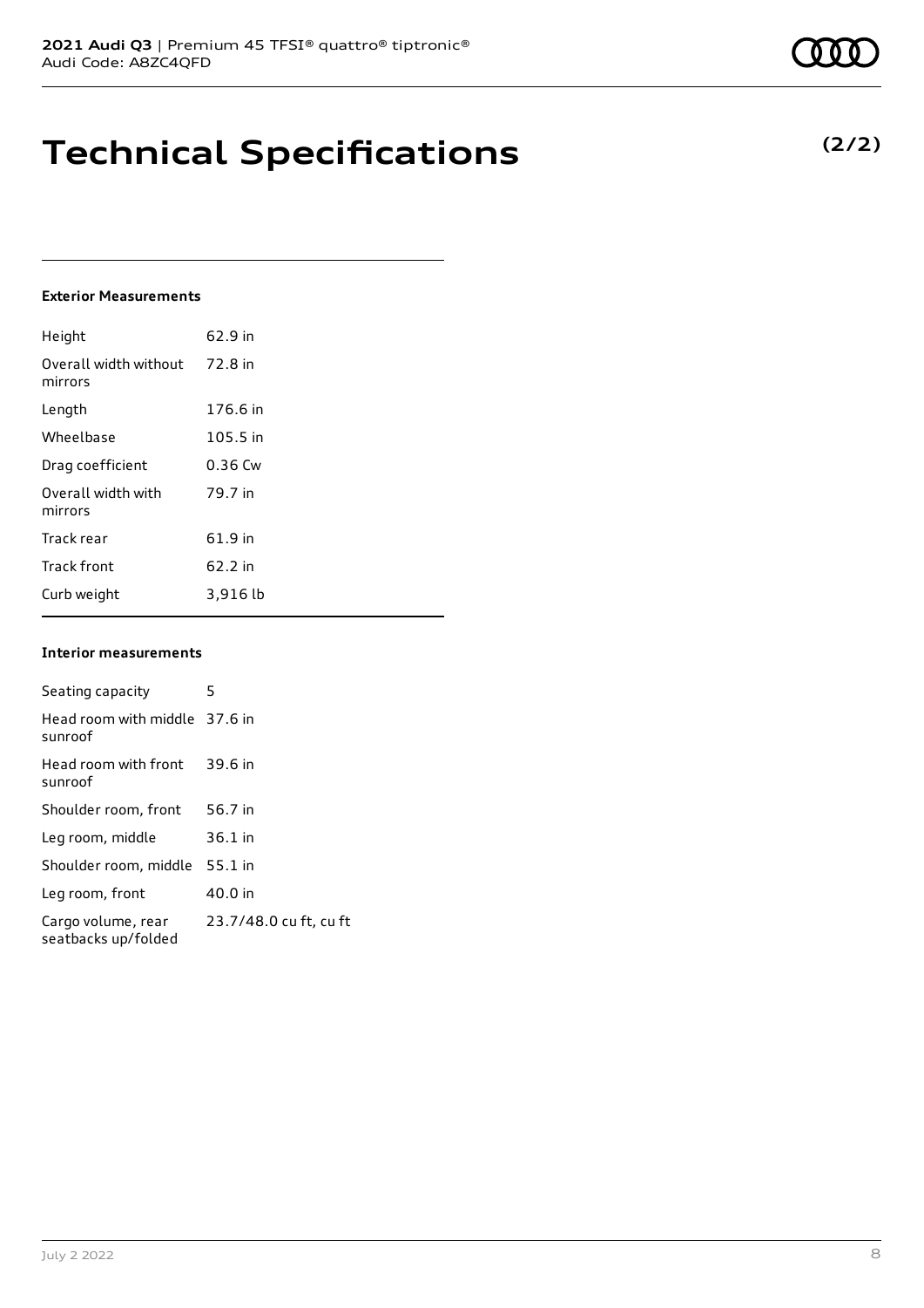# Technical Specifications

**(2/2)**

### Exterior Measurements

| | |
|---|---|
| Height | 62.9 in |
| Overall width without mirrors | 72.8 in |
| Length | 176.6 in |
| Wheelbase | 105.5 in |
| Drag coefficient | 0.36 Cw |
| Overall width with mirrors | 79.7 in |
| Track rear | 61.9 in |
| Track front | 62.2 in |
| Curb weight | 3,916 lb |

### Interior measurements

| | |
|---|---|
| Seating capacity | 5 |
| Head room with middle sunroof | 37.6 in |
| Head room with front sunroof | 39.6 in |
| Shoulder room, front | 56.7 in |
| Leg room, middle | 36.1 in |
| Shoulder room, middle | 55.1 in |
| Leg room, front | 40.0 in |
| Cargo volume, rear seatbacks up/folded | 23.7/48.0 cu ft, cu ft |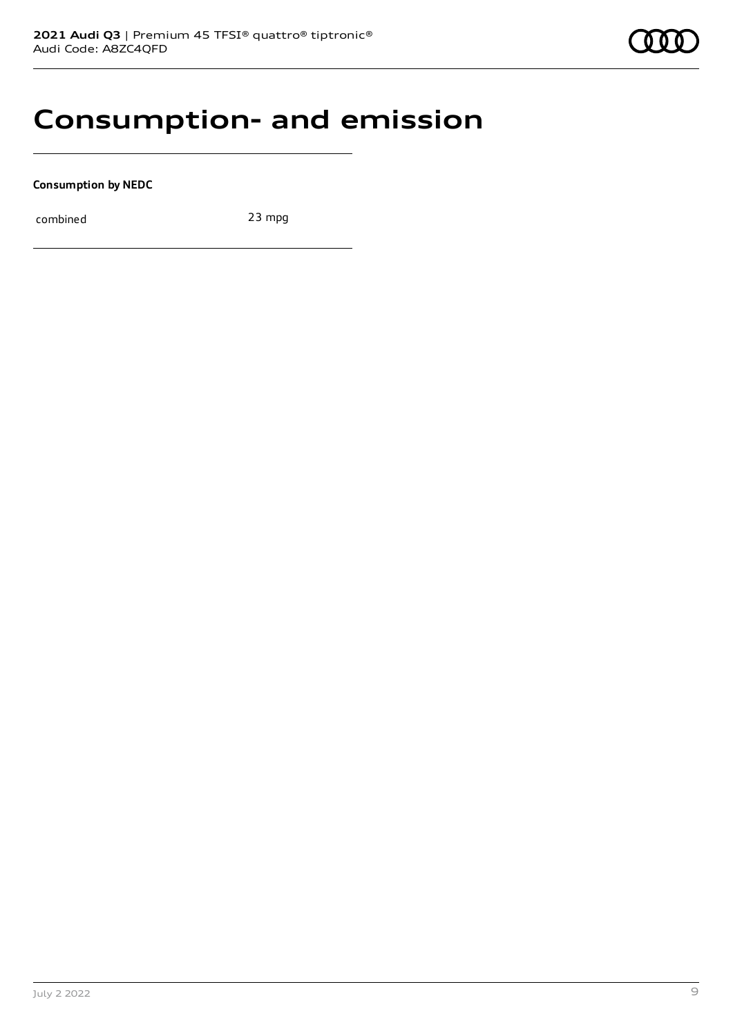# Consumption- and emission

**Consumption by NEDC**

| combined | 23 mpg |
|---|---|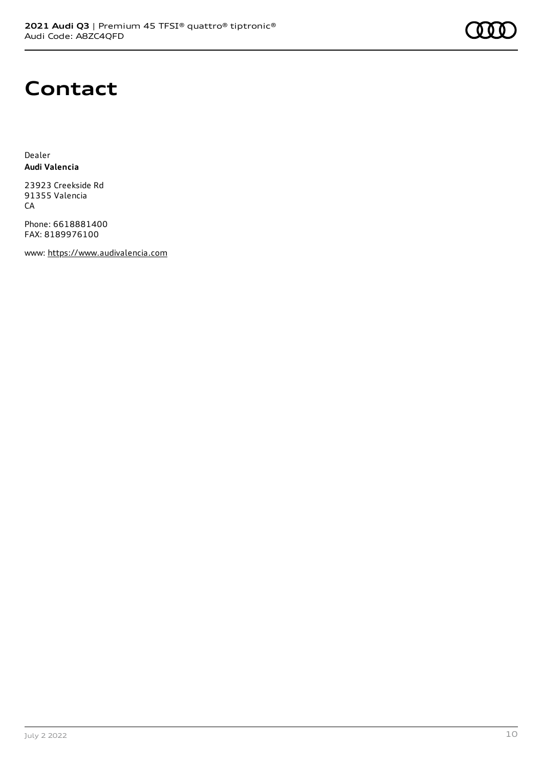# Contact

Dealer
**Audi Valencia**

23923 Creekside Rd
91355 Valencia
CA

Phone: 6618881400
FAX: 8189976100

www: https://www.audivalencia.com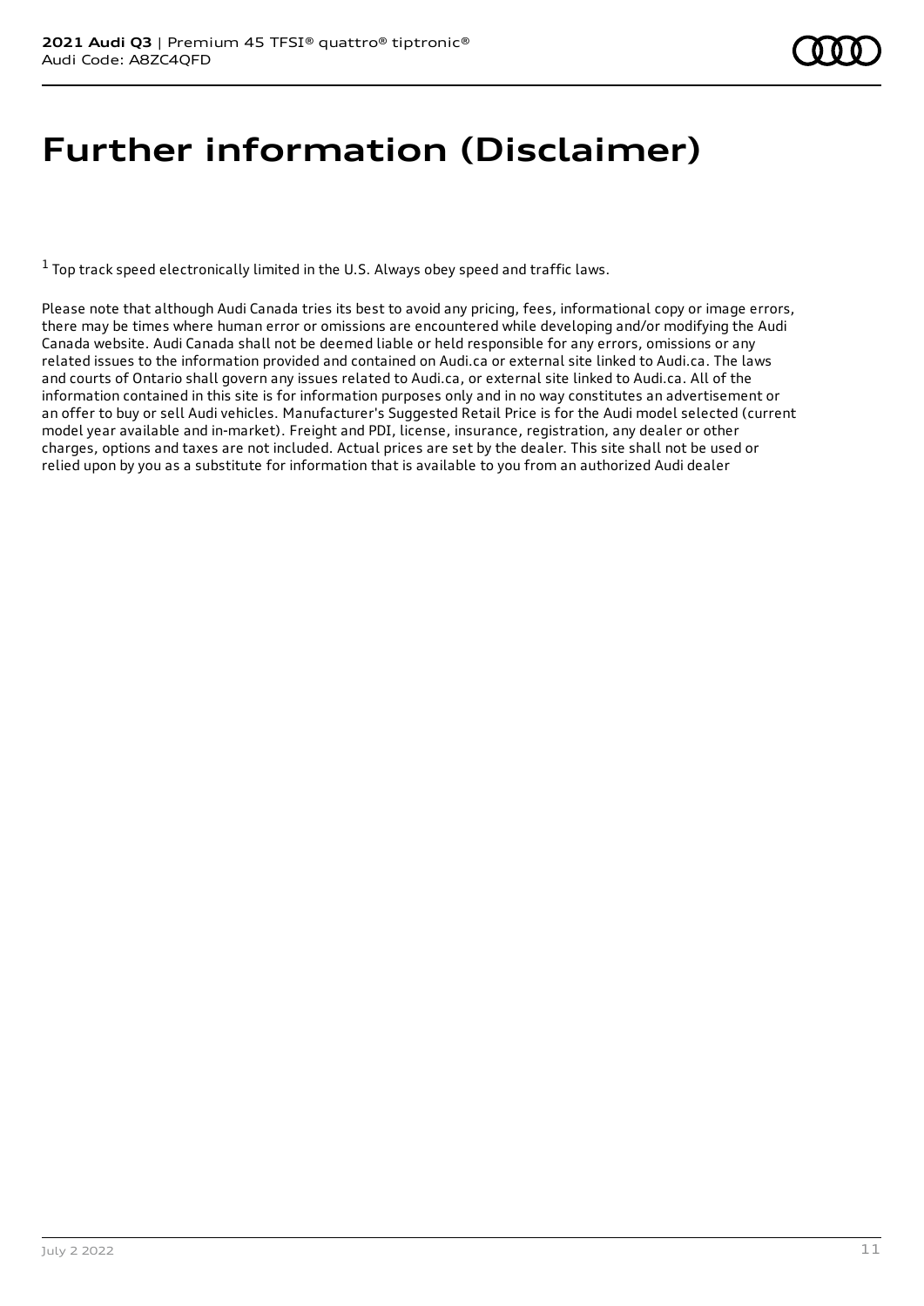# Further information (Disclaimer)

[1] Top track speed electronically limited in the U.S. Always obey speed and traffic laws.

Please note that although Audi Canada tries its best to avoid any pricing, fees, informational copy or image errors, there may be times where human error or omissions are encountered while developing and/or modifying the Audi Canada website. Audi Canada shall not be deemed liable or held responsible for any errors, omissions or any related issues to the information provided and contained on Audi.ca or external site linked to Audi.ca. The laws and courts of Ontario shall govern any issues related to Audi.ca, or external site linked to Audi.ca. All of the information contained in this site is for information purposes only and in no way constitutes an advertisement or an offer to buy or sell Audi vehicles. Manufacturer's Suggested Retail Price is for the Audi model selected (current model year available and in-market). Freight and PDI, license, insurance, registration, any dealer or other charges, options and taxes are not included. Actual prices are set by the dealer. This site shall not be used or relied upon by you as a substitute for information that is available to you from an authorized Audi dealer